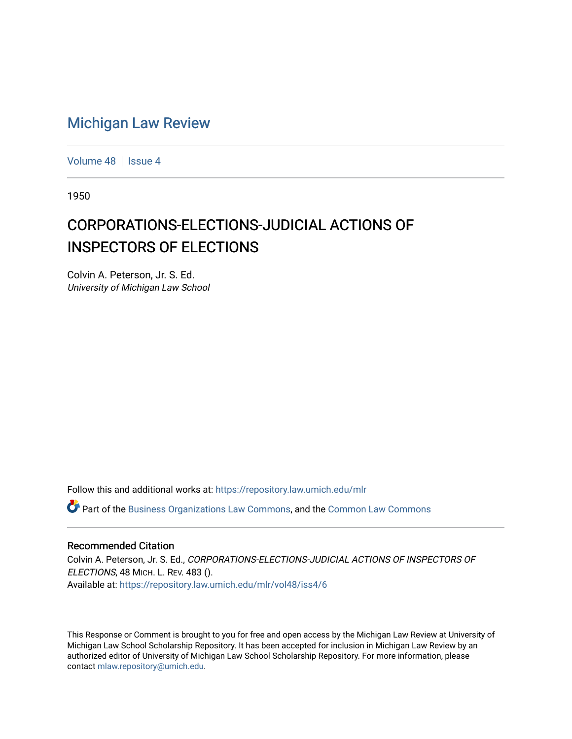# Michigan Law Review

Volume 48 | Issue 4

1950

## CORPORATIONS-ELECTIONS-JUDICIAL ACTIONS OF INSPECTORS OF ELECTIONS

Colvin A. Peterson, Jr. S. Ed.
*University of Michigan Law School*

Follow this and additional works at: https://repository.law.umich.edu/mlr

Part of the Business Organizations Law Commons, and the Common Law Commons

### Recommended Citation

Colvin A. Peterson, Jr. S. Ed., *CORPORATIONS-ELECTIONS-JUDICIAL ACTIONS OF INSPECTORS OF ELECTIONS*, 48 MICH. L. REV. 483 ().
Available at: https://repository.law.umich.edu/mlr/vol48/iss4/6

This Response or Comment is brought to you for free and open access by the Michigan Law Review at University of Michigan Law School Scholarship Repository. It has been accepted for inclusion in Michigan Law Review by an authorized editor of University of Michigan Law School Scholarship Repository. For more information, please contact mlaw.repository@umich.edu.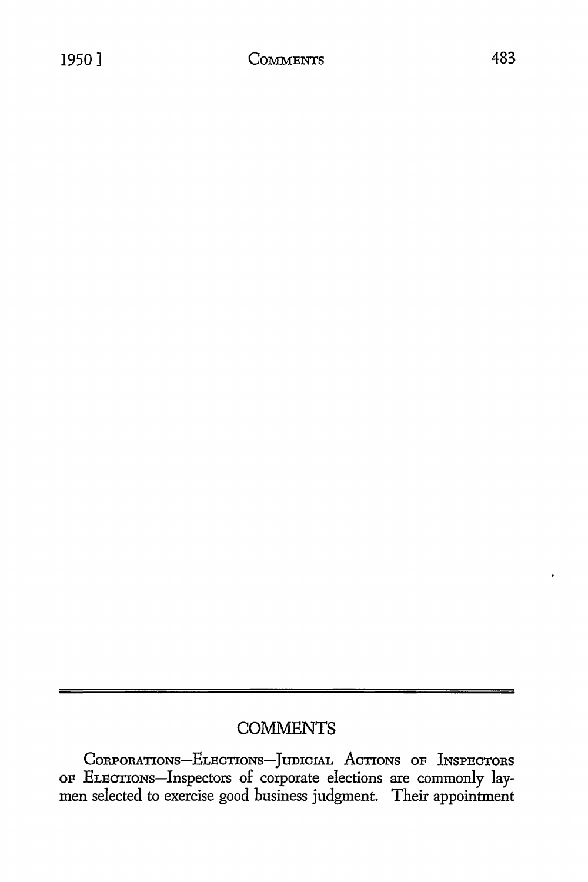## COMMENTS

Corporations—Elections—Judicial Actions of Inspectors of Elections—Inspectors of corporate elections are commonly laymen selected to exercise good business judgment. Their appointment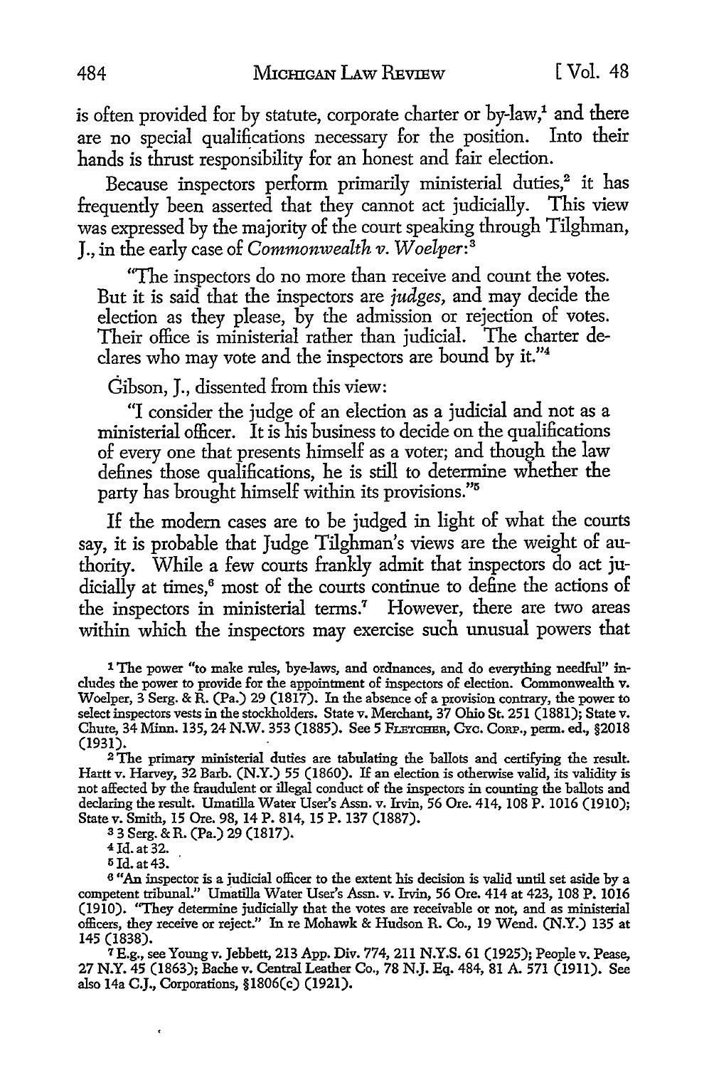is often provided for by statute, corporate charter or by-law,[1] and there are no special qualifications necessary for the position. Into their hands is thrust responsibility for an honest and fair election.

Because inspectors perform primarily ministerial duties,[2] it has frequently been asserted that they cannot act judicially. This view was expressed by the majority of the court speaking through Tilghman, J., in the early case of *Commonwealth v. Woelper*:[3]

> "The inspectors do no more than receive and count the votes. But it is said that the inspectors are *judges*, and may decide the election as they please, by the admission or rejection of votes. Their office is ministerial rather than judicial. The charter declares who may vote and the inspectors are bound by it."[4]

Gibson, J., dissented from this view:

> "I consider the judge of an election as a judicial and not as a ministerial officer. It is his business to decide on the qualifications of every one that presents himself as a voter; and though the law defines those qualifications, he is still to determine whether the party has brought himself within its provisions."[5]

If the modern cases are to be judged in light of what the courts say, it is probable that Judge Tilghman's views are the weight of authority. While a few courts frankly admit that inspectors do act judicially at times,[6] most of the courts continue to define the actions of the inspectors in ministerial terms.[7] However, there are two areas within which the inspectors may exercise such unusual powers that

---

[1] The power "to make rules, bye-laws, and ordnances, and do everything needful" includes the power to provide for the appointment of inspectors of election. Commonwealth v. Woelper, 3 Serg. & R. (Pa.) 29 (1817). In the absence of a provision contrary, the power to select inspectors vests in the stockholders. State v. Merchant, 37 Ohio St. 251 (1881); State v. Chute, 34 Minn. 135, 24 N.W. 353 (1885). See 5 FLETCHER, CYC. CORP., perm. ed., §2018 (1931).

[2] The primary ministerial duties are tabulating the ballots and certifying the result. Hartt v. Harvey, 32 Barb. (N.Y.) 55 (1860). If an election is otherwise valid, its validity is not affected by the fraudulent or illegal conduct of the inspectors in counting the ballots and declaring the result. Umatilla Water User's Assn. v. Irvin, 56 Ore. 414, 108 P. 1016 (1910); State v. Smith, 15 Ore. 98, 14 P. 814, 15 P. 137 (1887).

[3] 3 Serg. & R. (Pa.) 29 (1817).

[4] Id. at 32.

[5] Id. at 43.

[6] "An inspector is a judicial officer to the extent his decision is valid until set aside by a competent tribunal." Umatilla Water User's Assn. v. Irvin, 56 Ore. 414 at 423, 108 P. 1016 (1910). "They determine judicially that the votes are receivable or not, and as ministerial officers, they receive or reject." In re Mohawk & Hudson R. Co., 19 Wend. (N.Y.) 135 at 145 (1838).

[7] E.g., see Young v. Jebbett, 213 App. Div. 774, 211 N.Y.S. 61 (1925); People v. Pease, 27 N.Y. 45 (1863); Bache v. Central Leather Co., 78 N.J. Eq. 484, 81 A. 571 (1911). See also 14a C.J., Corporations, §1806(c) (1921).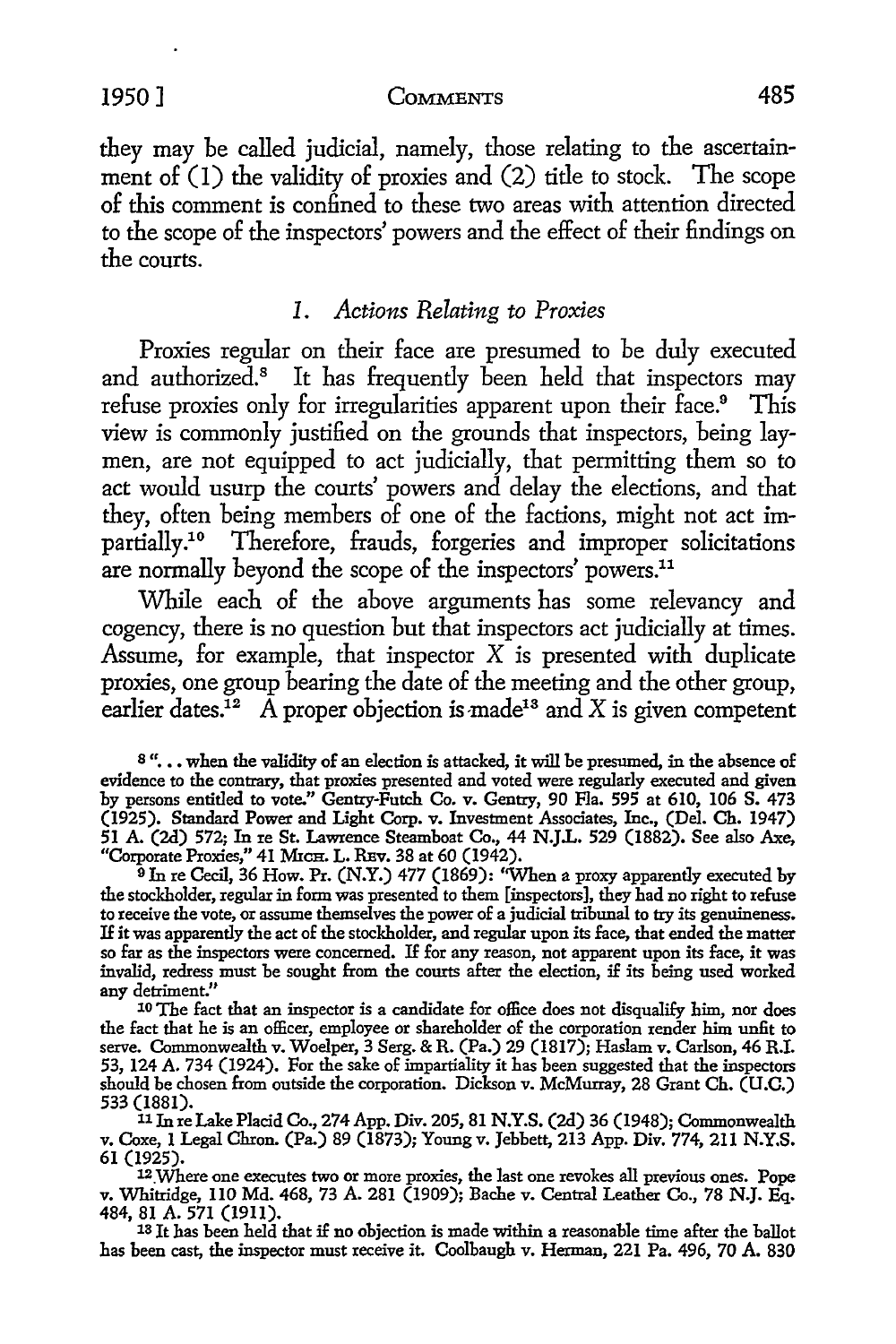they may be called judicial, namely, those relating to the ascertainment of (1) the validity of proxies and (2) title to stock. The scope of this comment is confined to these two areas with attention directed to the scope of the inspectors' powers and the effect of their findings on the courts.

### *1. Actions Relating to Proxies*

Proxies regular on their face are presumed to be duly executed and authorized.[8] It has frequently been held that inspectors may refuse proxies only for irregularities apparent upon their face.[9] This view is commonly justified on the grounds that inspectors, being laymen, are not equipped to act judicially, that permitting them so to act would usurp the courts' powers and delay the elections, and that they, often being members of one of the factions, might not act impartially.[10] Therefore, frauds, forgeries and improper solicitations are normally beyond the scope of the inspectors' powers.[11]

While each of the above arguments has some relevancy and cogency, there is no question but that inspectors act judicially at times. Assume, for example, that inspector X is presented with duplicate proxies, one group bearing the date of the meeting and the other group, earlier dates.[12] A proper objection is made[13] and X is given competent

---

[8] ". . . when the validity of an election is attacked, it will be presumed, in the absence of evidence to the contrary, that proxies presented and voted were regularly executed and given by persons entitled to vote." Gentry-Futch Co. v. Gentry, 90 Fla. 595 at 610, 106 S. 473 (1925). Standard Power and Light Corp. v. Investment Associates, Inc., (Del. Ch. 1947) 51 A. (2d) 572; In re St. Lawrence Steamboat Co., 44 N.J.L. 529 (1882). See also Axe, "Corporate Proxies," 41 MICH. L. REV. 38 at 60 (1942).

[9] In re Cecil, 36 How. Pr. (N.Y.) 477 (1869): "When a proxy apparently executed by the stockholder, regular in form was presented to them [inspectors], they had no right to refuse to receive the vote, or assume themselves the power of a judicial tribunal to try its genuineness. If it was apparently the act of the stockholder, and regular upon its face, that ended the matter so far as the inspectors were concerned. If for any reason, not apparent upon its face, it was invalid, redress must be sought from the courts after the election, if its being used worked any detriment."

[10] The fact that an inspector is a candidate for office does not disqualify him, nor does the fact that he is an officer, employee or shareholder of the corporation render him unfit to serve. Commonwealth v. Woelper, 3 Serg. & R. (Pa.) 29 (1817); Haslam v. Carlson, 46 R.I. 53, 124 A. 734 (1924). For the sake of impartiality it has been suggested that the inspectors should be chosen from outside the corporation. Dickson v. McMurray, 28 Grant Ch. (U.C.) 533 (1881).

[11] In re Lake Placid Co., 274 App. Div. 205, 81 N.Y.S. (2d) 36 (1948); Commonwealth v. Coxe, 1 Legal Chron. (Pa.) 89 (1873); Young v. Jebbett, 213 App. Div. 774, 211 N.Y.S. 61 (1925).

[12] Where one executes two or more proxies, the last one revokes all previous ones. Pope v. Whitridge, 110 Md. 468, 73 A. 281 (1909); Bache v. Central Leather Co., 78 N.J. Eq. 484, 81 A. 571 (1911).

[13] It has been held that if no objection is made within a reasonable time after the ballot has been cast, the inspector must receive it. Coolbaugh v. Herman, 221 Pa. 496, 70 A. 830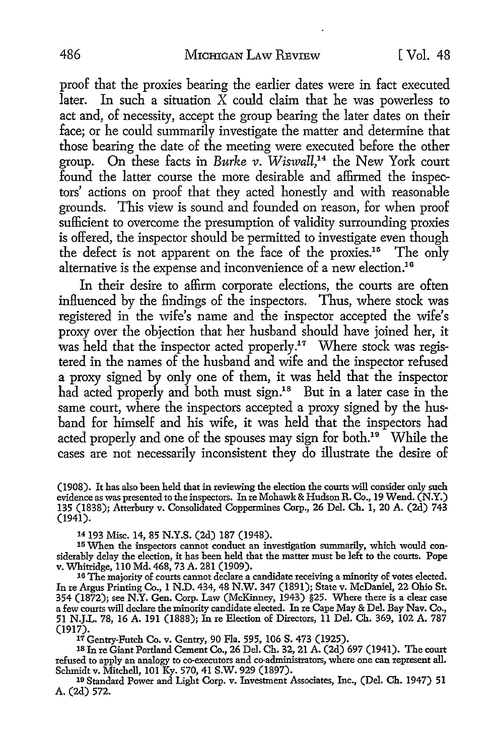proof that the proxies bearing the earlier dates were in fact executed later. In such a situation X could claim that he was powerless to act and, of necessity, accept the group bearing the later dates on their face; or he could summarily investigate the matter and determine that those bearing the date of the meeting were executed before the other group. On these facts in *Burke v. Wiswall*,[14] the New York court found the latter course the more desirable and affirmed the inspectors' actions on proof that they acted honestly and with reasonable grounds. This view is sound and founded on reason, for when proof sufficient to overcome the presumption of validity surrounding proxies is offered, the inspector should be permitted to investigate even though the defect is not apparent on the face of the proxies.[15] The only alternative is the expense and inconvenience of a new election.[16]

In their desire to affirm corporate elections, the courts are often influenced by the findings of the inspectors. Thus, where stock was registered in the wife's name and the inspector accepted the wife's proxy over the objection that her husband should have joined her, it was held that the inspector acted properly.[17] Where stock was registered in the names of the husband and wife and the inspector refused a proxy signed by only one of them, it was held that the inspector had acted properly and both must sign.[18] But in a later case in the same court, where the inspectors accepted a proxy signed by the husband for himself and his wife, it was held that the inspectors had acted properly and one of the spouses may sign for both.[19] While the cases are not necessarily inconsistent they do illustrate the desire of

(1908). It has also been held that in reviewing the election the courts will consider only such evidence as was presented to the inspectors. In re Mohawk & Hudson R. Co., 19 Wend. (N.Y.) 135 (1838); Atterbury v. Consolidated Coppermines Corp., 26 Del. Ch. 1, 20 A. (2d) 743 (1941).

[14] 193 Misc. 14, 85 N.Y.S. (2d) 187 (1948).

[15] When the inspectors cannot conduct an investigation summarily, which would considerably delay the election, it has been held that the matter must be left to the courts. Pope v. Whitridge, 110 Md. 468, 73 A. 281 (1909).

[16] The majority of courts cannot declare a candidate receiving a minority of votes elected. In re Argus Printing Co., 1 N.D. 434, 48 N.W. 347 (1891); State v. McDaniel, 22 Ohio St. 354 (1872); see N.Y. Gen. Corp. Law (McKinney, 1943) §25. Where there is a clear case a few courts will declare the minority candidate elected. In re Cape May & Del. Bay Nav. Co., 51 N.J.L. 78, 16 A. 191 (1888); In re Election of Directors, 11 Del. Ch. 369, 102 A. 787 (1917).

[17] Gentry-Futch Co. v. Gentry, 90 Fla. 595, 106 S. 473 (1925).

[18] In re Giant Portland Cement Co., 26 Del. Ch. 32, 21 A. (2d) 697 (1941). The court refused to apply an analogy to co-executors and co-administrators, where one can represent all. Schmidt v. Mitchell, 101 Ky. 570, 41 S.W. 929 (1897).

[19] Standard Power and Light Corp. v. Investment Associates, Inc., (Del. Ch. 1947) 51 A. (2d) 572.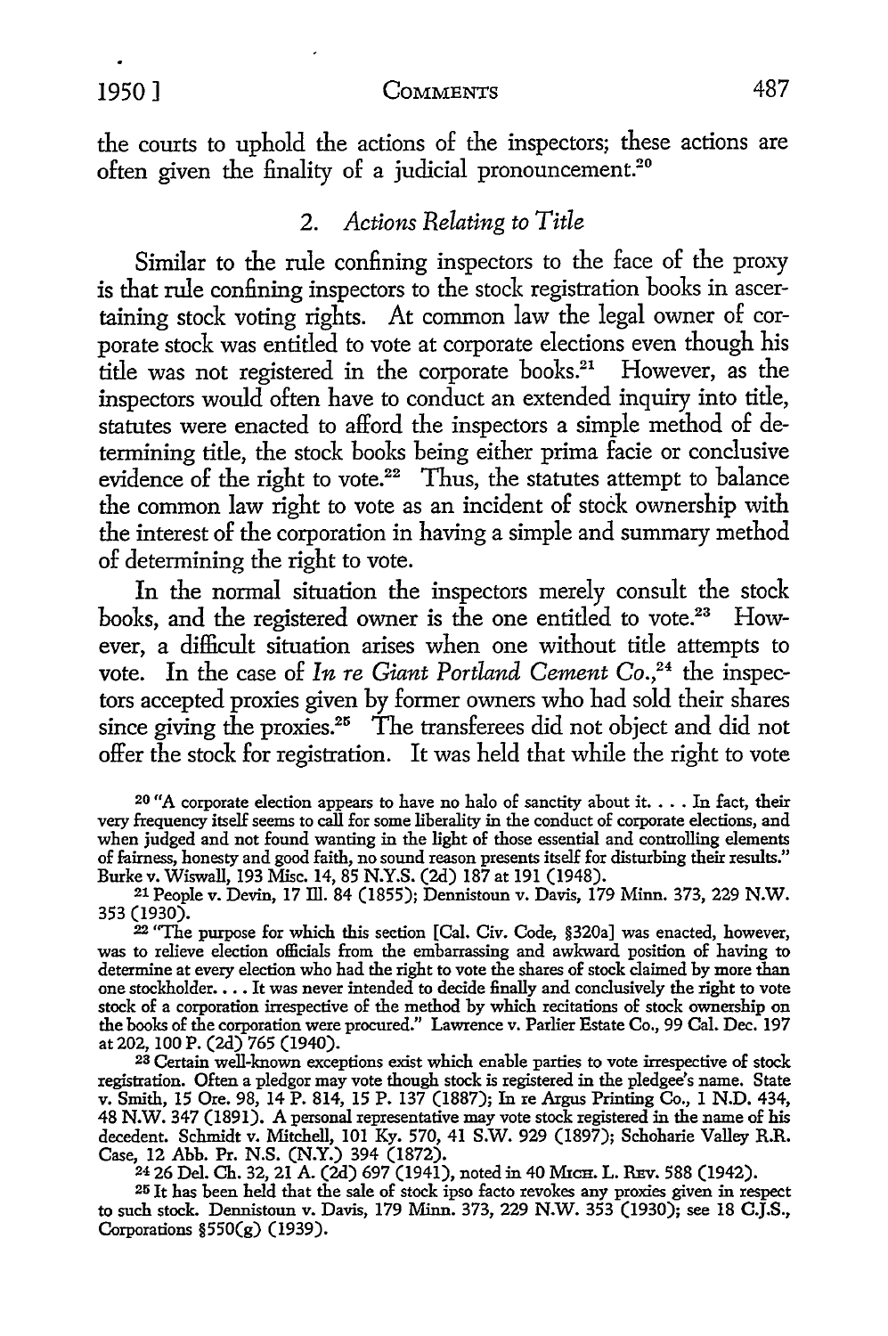the courts to uphold the actions of the inspectors; these actions are often given the finality of a judicial pronouncement.[20]

### 2. *Actions Relating to Title*

Similar to the rule confining inspectors to the face of the proxy is that rule confining inspectors to the stock registration books in ascertaining stock voting rights. At common law the legal owner of corporate stock was entitled to vote at corporate elections even though his title was not registered in the corporate books.[21] However, as the inspectors would often have to conduct an extended inquiry into title, statutes were enacted to afford the inspectors a simple method of determining title, the stock books being either prima facie or conclusive evidence of the right to vote.[22] Thus, the statutes attempt to balance the common law right to vote as an incident of stock ownership with the interest of the corporation in having a simple and summary method of determining the right to vote.

In the normal situation the inspectors merely consult the stock books, and the registered owner is the one entitled to vote.[23] However, a difficult situation arises when one without title attempts to vote. In the case of *In re Giant Portland Cement Co.*,[24] the inspectors accepted proxies given by former owners who had sold their shares since giving the proxies.[25] The transferees did not object and did not offer the stock for registration. It was held that while the right to vote

---

[20] "A corporate election appears to have no halo of sanctity about it. . . . In fact, their very frequency itself seems to call for some liberality in the conduct of corporate elections, and when judged and not found wanting in the light of those essential and controlling elements of fairness, honesty and good faith, no sound reason presents itself for disturbing their results." Burke v. Wiswall, 193 Misc. 14, 85 N.Y.S. (2d) 187 at 191 (1948).

[21] People v. Devin, 17 Ill. 84 (1855); Dennistoun v. Davis, 179 Minn. 373, 229 N.W. 353 (1930).

[22] "The purpose for which this section [Cal. Civ. Code, §320a] was enacted, however, was to relieve election officials from the embarrassing and awkward position of having to determine at every election who had the right to vote the shares of stock claimed by more than one stockholder. . . . It was never intended to decide finally and conclusively the right to vote stock of a corporation irrespective of the method by which recitations of stock ownership on the books of the corporation were procured." Lawrence v. Parlier Estate Co., 99 Cal. Dec. 197 at 202, 100 P. (2d) 765 (1940).

[23] Certain well-known exceptions exist which enable parties to vote irrespective of stock registration. Often a pledgor may vote though stock is registered in the pledgee's name. State v. Smith, 15 Ore. 98, 14 P. 814, 15 P. 137 (1887); In re Argus Printing Co., 1 N.D. 434, 48 N.W. 347 (1891). A personal representative may vote stock registered in the name of his decedent. Schmidt v. Mitchell, 101 Ky. 570, 41 S.W. 929 (1897); Schoharie Valley R.R. Case, 12 Abb. Pr. N.S. (N.Y.) 394 (1872).

[24] 26 Del. Ch. 32, 21 A. (2d) 697 (1941), noted in 40 Mich. L. Rev. 588 (1942).

[25] It has been held that the sale of stock ipso facto revokes any proxies given in respect to such stock. Dennistoun v. Davis, 179 Minn. 373, 229 N.W. 353 (1930); see 18 C.J.S., Corporations §550(g) (1939).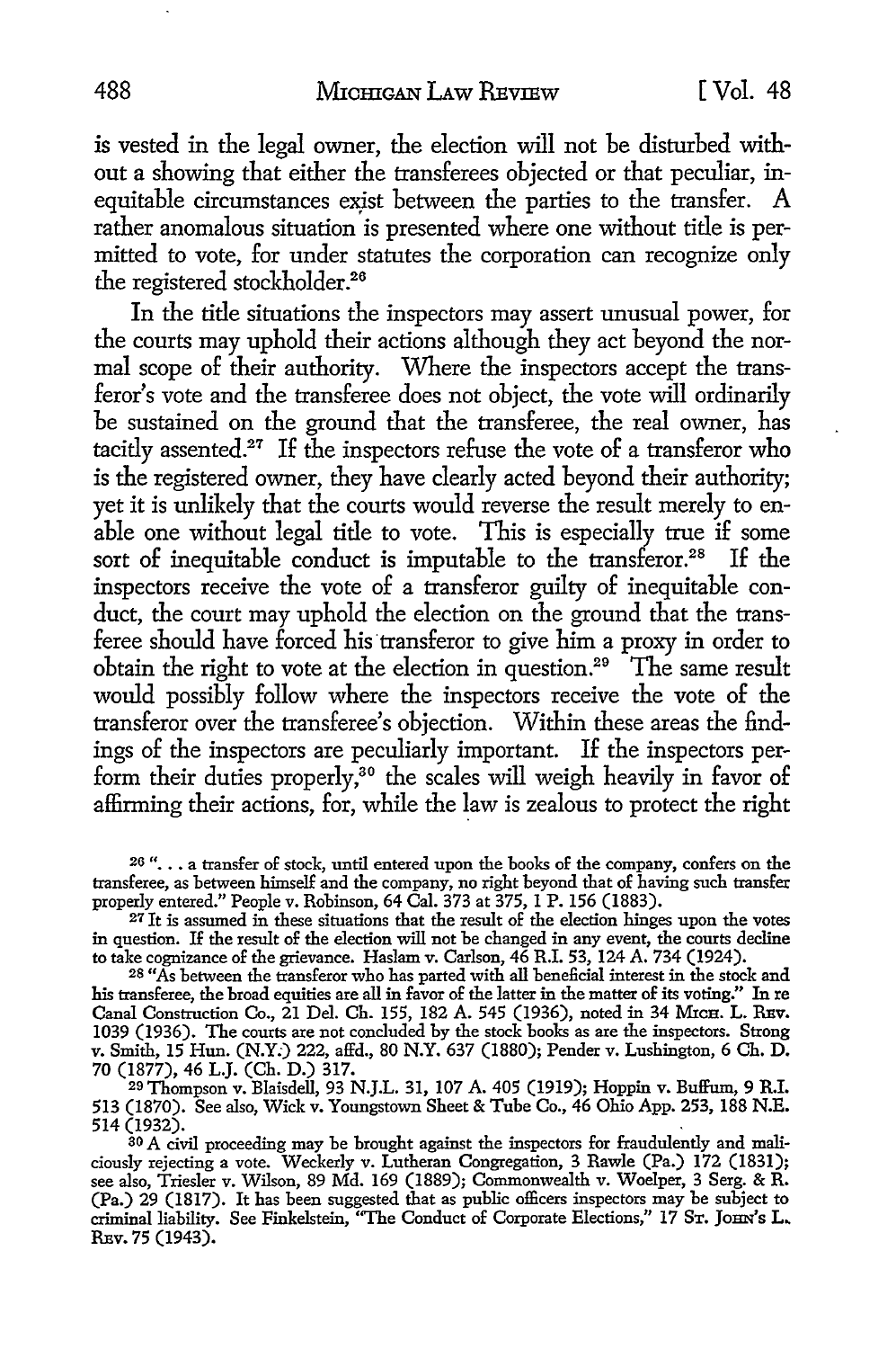is vested in the legal owner, the election will not be disturbed without a showing that either the transferees objected or that peculiar, inequitable circumstances exist between the parties to the transfer. A rather anomalous situation is presented where one without title is permitted to vote, for under statutes the corporation can recognize only the registered stockholder.[26]

In the title situations the inspectors may assert unusual power, for the courts may uphold their actions although they act beyond the normal scope of their authority. Where the inspectors accept the transferor's vote and the transferee does not object, the vote will ordinarily be sustained on the ground that the transferee, the real owner, has tacitly assented.[27] If the inspectors refuse the vote of a transferor who is the registered owner, they have clearly acted beyond their authority; yet it is unlikely that the courts would reverse the result merely to enable one without legal title to vote. This is especially true if some sort of inequitable conduct is imputable to the transferor.[28] If the inspectors receive the vote of a transferor guilty of inequitable conduct, the court may uphold the election on the ground that the transferee should have forced his transferor to give him a proxy in order to obtain the right to vote at the election in question.[29] The same result would possibly follow where the inspectors receive the vote of the transferor over the transferee's objection. Within these areas the findings of the inspectors are peculiarly important. If the inspectors perform their duties properly,[30] the scales will weigh heavily in favor of affirming their actions, for, while the law is zealous to protect the right

---

[26] ". . . a transfer of stock, until entered upon the books of the company, confers on the transferee, as between himself and the company, no right beyond that of having such transfer properly entered." People v. Robinson, 64 Cal. 373 at 375, 1 P. 156 (1883).

[27] It is assumed in these situations that the result of the election hinges upon the votes in question. If the result of the election will not be changed in any event, the courts decline to take cognizance of the grievance. Haslam v. Carlson, 46 R.I. 53, 124 A. 734 (1924).

[28] "As between the transferor who has parted with all beneficial interest in the stock and his transferee, the broad equities are all in favor of the latter in the matter of its voting." In re Canal Construction Co., 21 Del. Ch. 155, 182 A. 545 (1936), noted in 34 MICH. L. REV. 1039 (1936). The courts are not concluded by the stock books as are the inspectors. Strong v. Smith, 15 Hun. (N.Y.) 222, affd., 80 N.Y. 637 (1880); Pender v. Lushington, 6 Ch. D. 70 (1877), 46 L.J. (Ch. D.) 317.

[29] Thompson v. Blaisdell, 93 N.J.L. 31, 107 A. 405 (1919); Hoppin v. Buffum, 9 R.I. 513 (1870). See also, Wick v. Youngstown Sheet & Tube Co., 46 Ohio App. 253, 188 N.E. 514 (1932).

[30] A civil proceeding may be brought against the inspectors for fraudulently and maliciously rejecting a vote. Weckerly v. Lutheran Congregation, 3 Rawle (Pa.) 172 (1831); see also, Triesler v. Wilson, 89 Md. 169 (1889); Commonwealth v. Woelper, 3 Serg. & R. (Pa.) 29 (1817). It has been suggested that as public officers inspectors may be subject to criminal liability. See Finkelstein, "The Conduct of Corporate Elections," 17 ST. JOHN'S L. REV. 75 (1943).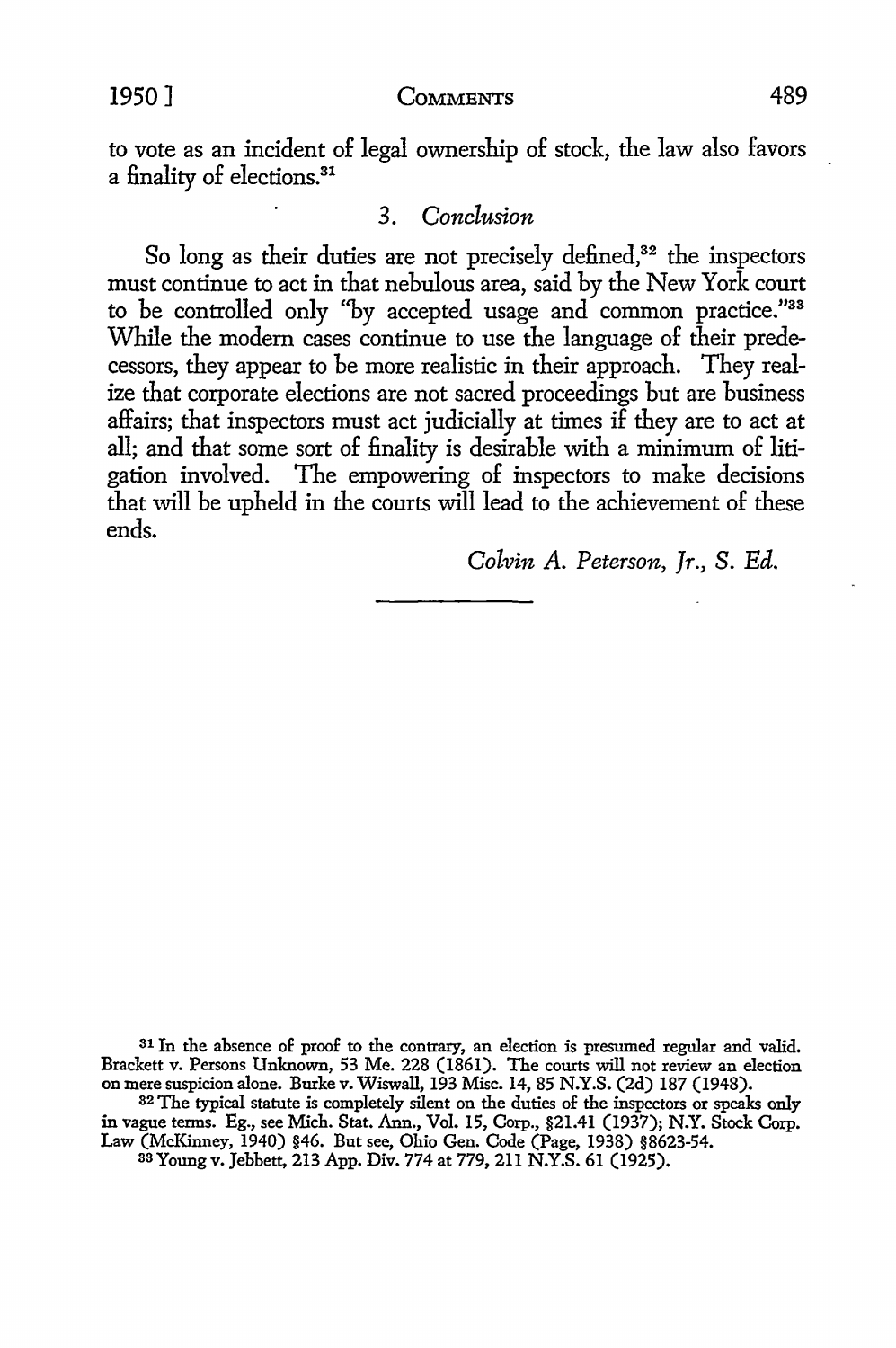to vote as an incident of legal ownership of stock, the law also favors a finality of elections.[31]

### 3. *Conclusion*

So long as their duties are not precisely defined,[32] the inspectors must continue to act in that nebulous area, said by the New York court to be controlled only "by accepted usage and common practice."[33] While the modern cases continue to use the language of their predecessors, they appear to be more realistic in their approach. They realize that corporate elections are not sacred proceedings but are business affairs; that inspectors must act judicially at times if they are to act at all; and that some sort of finality is desirable with a minimum of litigation involved. The empowering of inspectors to make decisions that will be upheld in the courts will lead to the achievement of these ends.

*Colvin A. Peterson, Jr., S. Ed.*

---

[31] In the absence of proof to the contrary, an election is presumed regular and valid. Brackett v. Persons Unknown, 53 Me. 228 (1861). The courts will not review an election on mere suspicion alone. Burke v. Wiswall, 193 Misc. 14, 85 N.Y.S. (2d) 187 (1948).

[32] The typical statute is completely silent on the duties of the inspectors or speaks only in vague terms. Eg., see Mich. Stat. Ann., Vol. 15, Corp., §21.41 (1937); N.Y. Stock Corp. Law (McKinney, 1940) §46. But see, Ohio Gen. Code (Page, 1938) §8623-54.

[33] Young v. Jebbett, 213 App. Div. 774 at 779, 211 N.Y.S. 61 (1925).